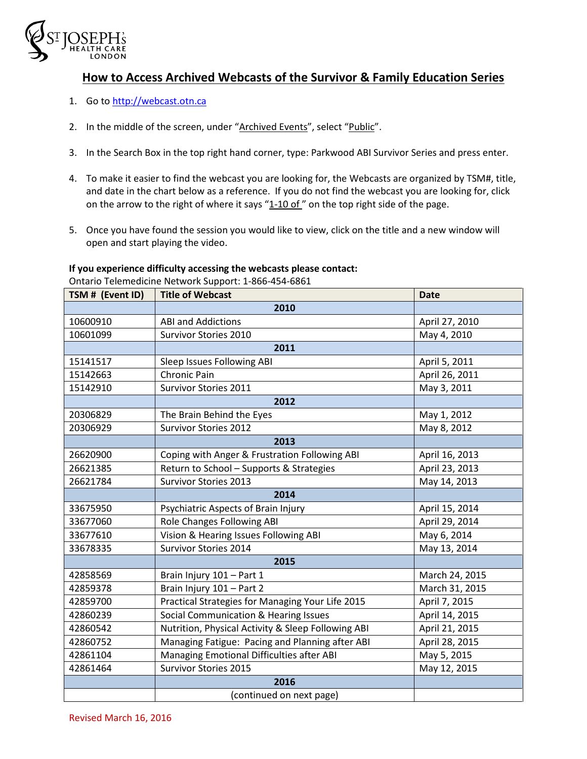ST JOSEPH's HEALTH CARE LONDON

# How to Access Archived Webcasts of the Survivor & Family Education Series

1. Go to http://webcast.otn.ca
2. In the middle of the screen, under "Archived Events", select "Public".
3. In the Search Box in the top right hand corner, type: Parkwood ABI Survivor Series and press enter.
4. To make it easier to find the webcast you are looking for, the Webcasts are organized by TSM#, title, and date in the chart below as a reference. If you do not find the webcast you are looking for, click on the arrow to the right of where it says "1-10 of " on the top right side of the page.
5. Once you have found the session you would like to view, click on the title and a new window will open and start playing the video.

**If you experience difficulty accessing the webcasts please contact:**
Ontario Telemedicine Network Support: 1-866-454-6861

| TSM # (Event ID) | Title of Webcast | Date |
|---|---|---|
| | **2010** | |
| 10600910 | ABI and Addictions | April 27, 2010 |
| 10601099 | Survivor Stories 2010 | May 4, 2010 |
| | **2011** | |
| 15141517 | Sleep Issues Following ABI | April 5, 2011 |
| 15142663 | Chronic Pain | April 26, 2011 |
| 15142910 | Survivor Stories 2011 | May 3, 2011 |
| | **2012** | |
| 20306829 | The Brain Behind the Eyes | May 1, 2012 |
| 20306929 | Survivor Stories 2012 | May 8, 2012 |
| | **2013** | |
| 26620900 | Coping with Anger & Frustration Following ABI | April 16, 2013 |
| 26621385 | Return to School – Supports & Strategies | April 23, 2013 |
| 26621784 | Survivor Stories 2013 | May 14, 2013 |
| | **2014** | |
| 33675950 | Psychiatric Aspects of Brain Injury | April 15, 2014 |
| 33677060 | Role Changes Following ABI | April 29, 2014 |
| 33677610 | Vision & Hearing Issues Following ABI | May 6, 2014 |
| 33678335 | Survivor Stories 2014 | May 13, 2014 |
| | **2015** | |
| 42858569 | Brain Injury 101 – Part 1 | March 24, 2015 |
| 42859378 | Brain Injury 101 – Part 2 | March 31, 2015 |
| 42859700 | Practical Strategies for Managing Your Life 2015 | April 7, 2015 |
| 42860239 | Social Communication & Hearing Issues | April 14, 2015 |
| 42860542 | Nutrition, Physical Activity & Sleep Following ABI | April 21, 2015 |
| 42860752 | Managing Fatigue: Pacing and Planning after ABI | April 28, 2015 |
| 42861104 | Managing Emotional Difficulties after ABI | May 5, 2015 |
| 42861464 | Survivor Stories 2015 | May 12, 2015 |
| | **2016** | |
| | (continued on next page) | |

Revised March 16, 2016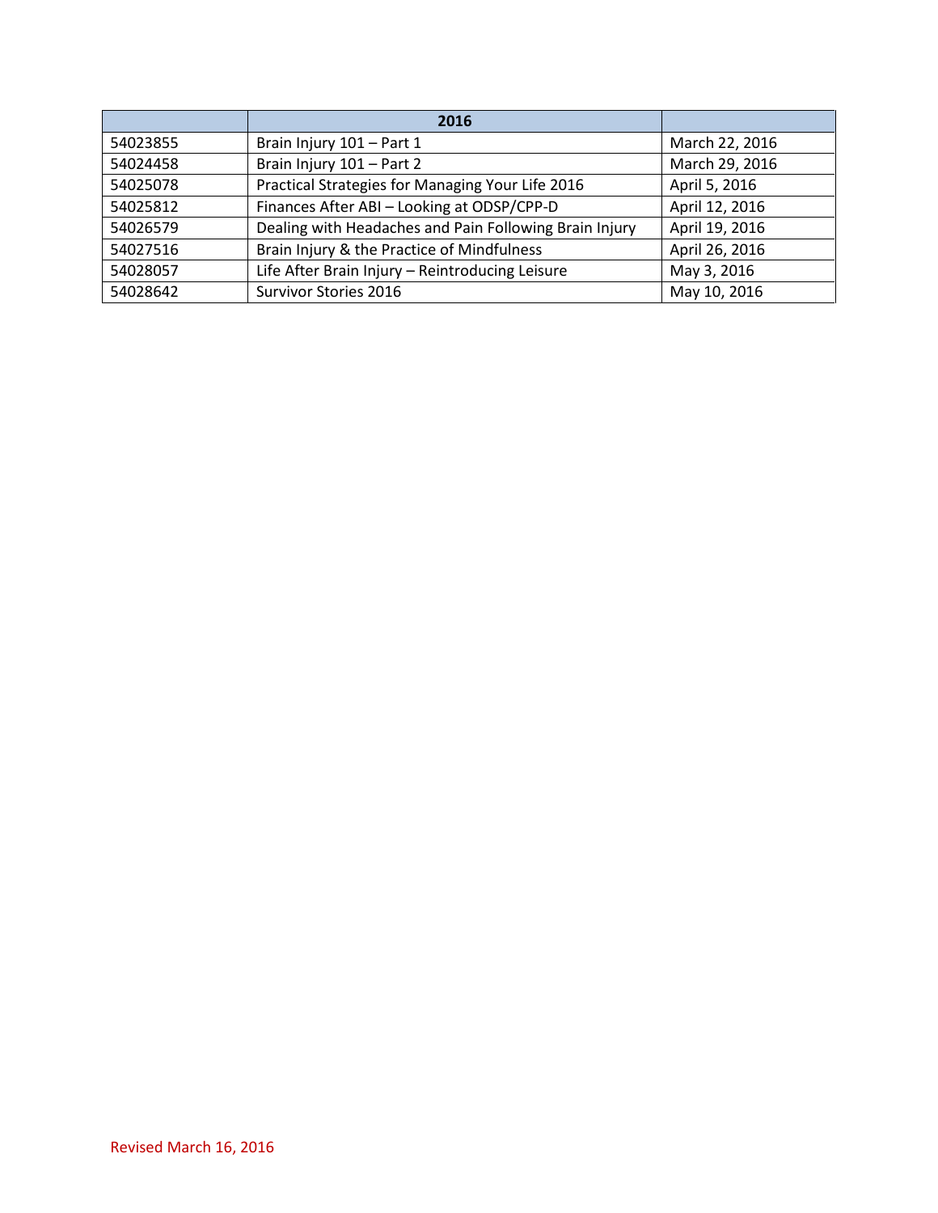| | 2016 | |
|---|---|---|
| 54023855 | Brain Injury 101 – Part 1 | March 22, 2016 |
| 54024458 | Brain Injury 101 – Part 2 | March 29, 2016 |
| 54025078 | Practical Strategies for Managing Your Life 2016 | April 5, 2016 |
| 54025812 | Finances After ABI – Looking at ODSP/CPP-D | April 12, 2016 |
| 54026579 | Dealing with Headaches and Pain Following Brain Injury | April 19, 2016 |
| 54027516 | Brain Injury & the Practice of Mindfulness | April 26, 2016 |
| 54028057 | Life After Brain Injury – Reintroducing Leisure | May 3, 2016 |
| 54028642 | Survivor Stories 2016 | May 10, 2016 |

Revised March 16, 2016